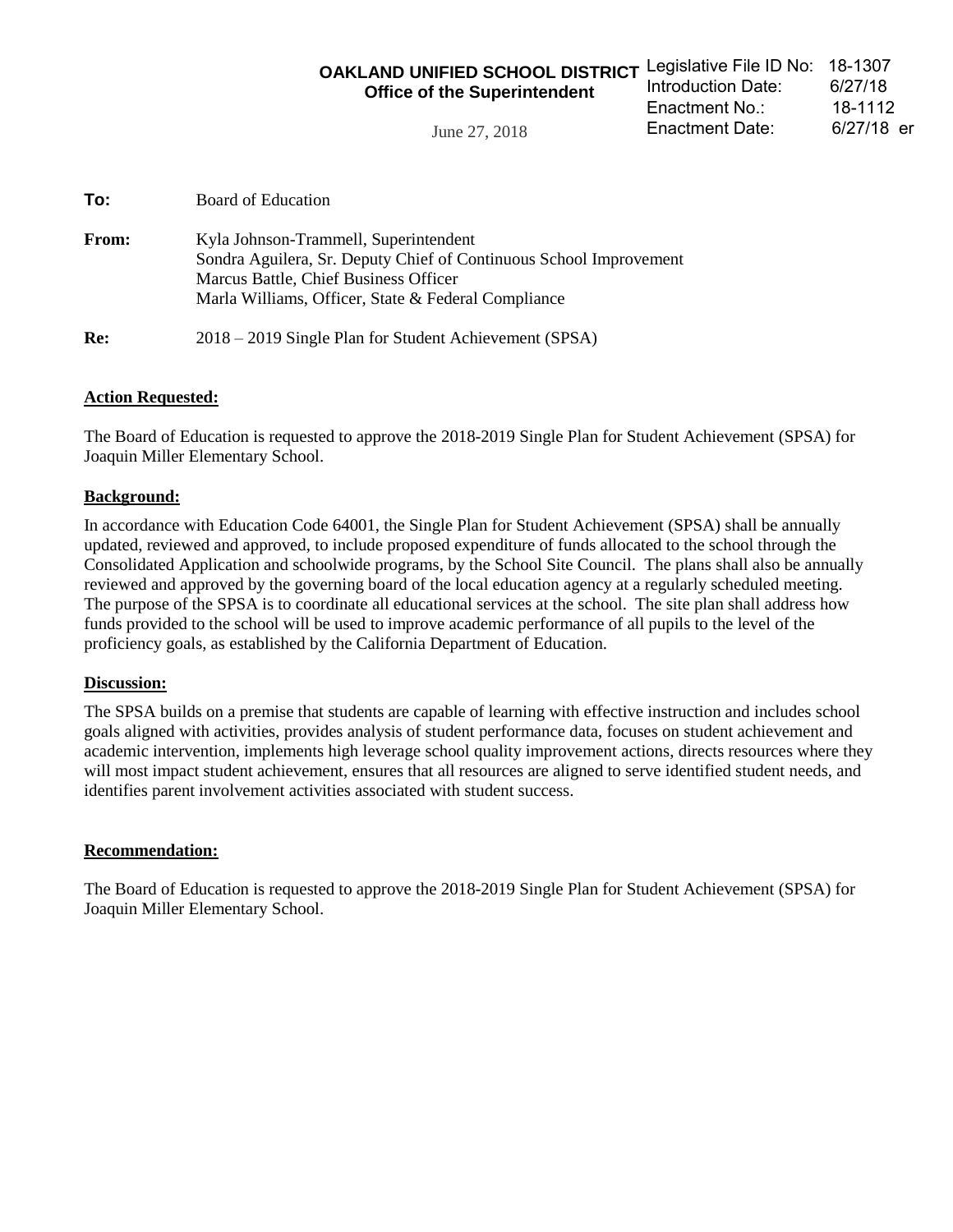**OAKLAND UNIFIED SCHOOL DISTRICT**
**Office of the Superintendent**

June 27, 2018

| | |
|---|---|
| Legislative File ID No: | 18-1307 |
| Introduction Date: | 6/27/18 |
| Enactment No.: | 18-1112 |
| Enactment Date: | 6/27/18 er |

**To:** Board of Education

**From:** Kyla Johnson-Trammell, Superintendent
Sondra Aguilera, Sr. Deputy Chief of Continuous School Improvement
Marcus Battle, Chief Business Officer
Marla Williams, Officer, State & Federal Compliance

**Re:** 2018 – 2019 Single Plan for Student Achievement (SPSA)

**Action Requested:**

The Board of Education is requested to approve the 2018-2019 Single Plan for Student Achievement (SPSA) for Joaquin Miller Elementary School.

**Background:**

In accordance with Education Code 64001, the Single Plan for Student Achievement (SPSA) shall be annually updated, reviewed and approved, to include proposed expenditure of funds allocated to the school through the Consolidated Application and schoolwide programs, by the School Site Council. The plans shall also be annually reviewed and approved by the governing board of the local education agency at a regularly scheduled meeting. The purpose of the SPSA is to coordinate all educational services at the school. The site plan shall address how funds provided to the school will be used to improve academic performance of all pupils to the level of the proficiency goals, as established by the California Department of Education.

**Discussion:**

The SPSA builds on a premise that students are capable of learning with effective instruction and includes school goals aligned with activities, provides analysis of student performance data, focuses on student achievement and academic intervention, implements high leverage school quality improvement actions, directs resources where they will most impact student achievement, ensures that all resources are aligned to serve identified student needs, and identifies parent involvement activities associated with student success.

**Recommendation:**

The Board of Education is requested to approve the 2018-2019 Single Plan for Student Achievement (SPSA) for Joaquin Miller Elementary School.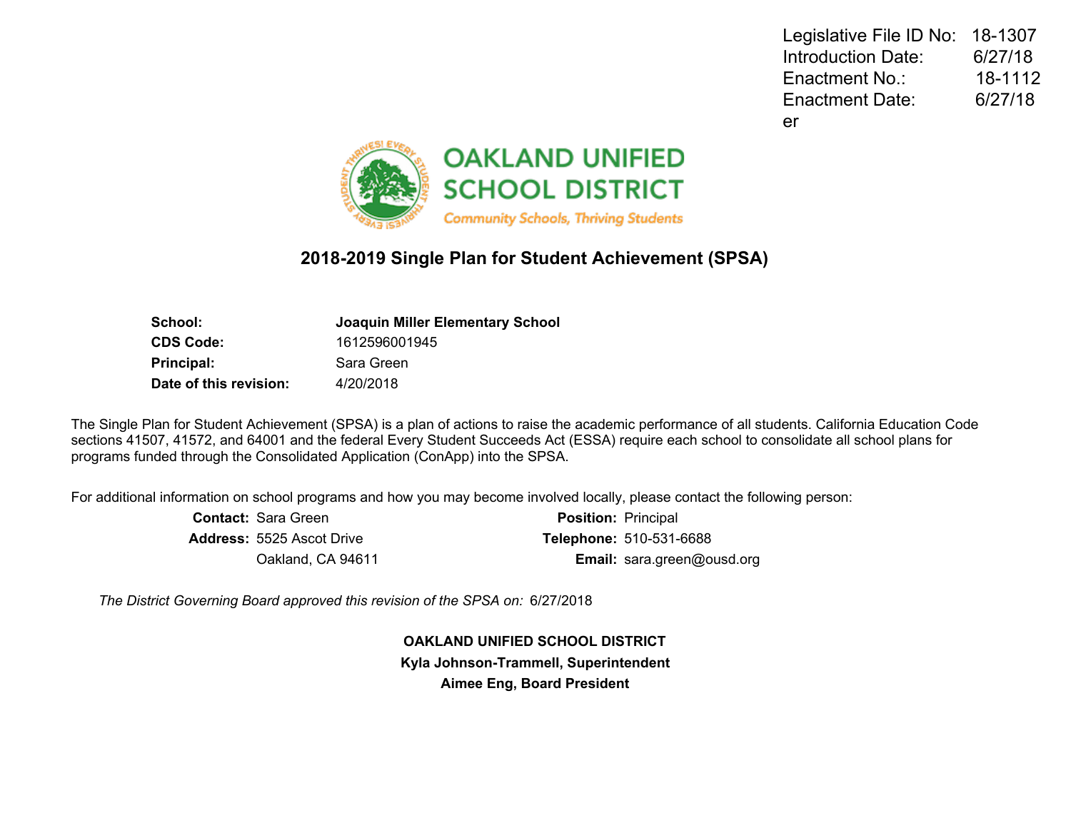Legislative File ID No: 18-1307
Introduction Date: 6/27/18
Enactment No.: 18-1112
Enactment Date: 6/27/18
er

OAKLAND UNIFIED SCHOOL DISTRICT

Community Schools, Thriving Students

## 2018-2019 Single Plan for Student Achievement (SPSA)

| | |
|---|---|
| **School:** | **Joaquin Miller Elementary School** |
| **CDS Code:** | 1612596001945 |
| **Principal:** | Sara Green |
| **Date of this revision:** | 4/20/2018 |

The Single Plan for Student Achievement (SPSA) is a plan of actions to raise the academic performance of all students. California Education Code sections 41507, 41572, and 64001 and the federal Every Student Succeeds Act (ESSA) require each school to consolidate all school plans for programs funded through the Consolidated Application (ConApp) into the SPSA.

For additional information on school programs and how you may become involved locally, please contact the following person:

| | | | |
|---|---|---|---|
| **Contact:** | Sara Green | **Position:** | Principal |
| **Address:** | 5525 Ascot Drive | **Telephone:** | 510-531-6688 |
| | Oakland, CA 94611 | **Email:** | sara.green@ousd.org |

*The District Governing Board approved this revision of the SPSA on:* 6/27/2018

**OAKLAND UNIFIED SCHOOL DISTRICT**

**Kyla Johnson-Trammell, Superintendent**

**Aimee Eng, Board President**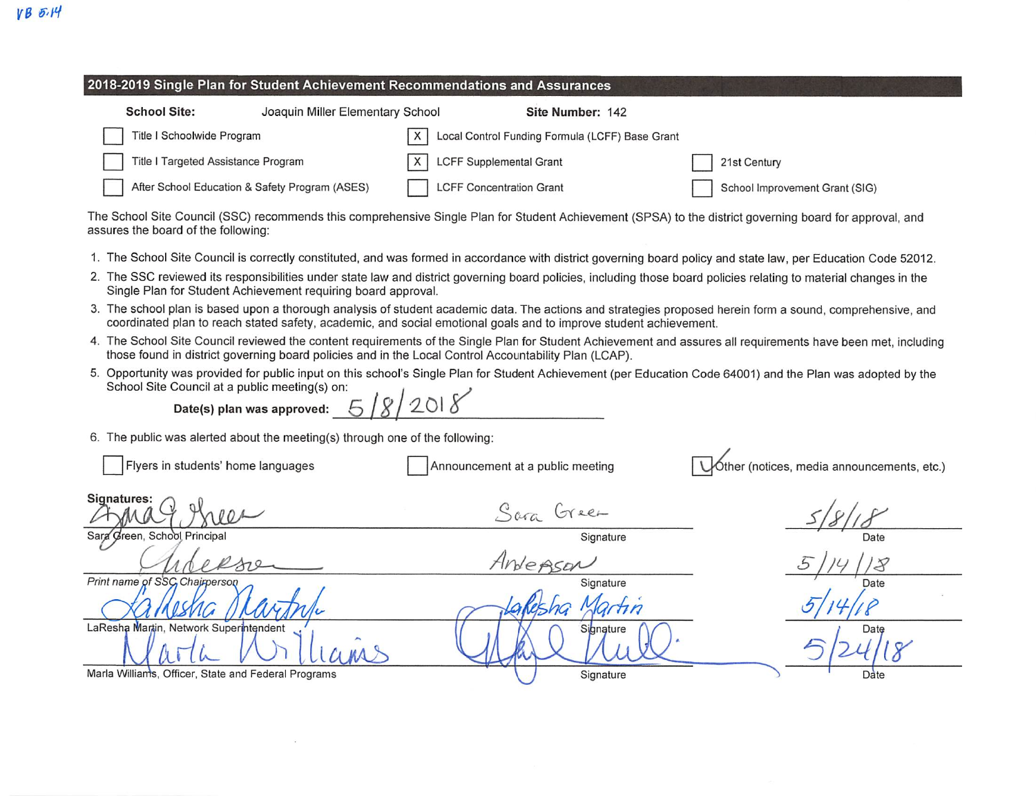VB 5.14

## 2018-2019 Single Plan for Student Achievement Recommendations and Assurances

**School Site:** Joaquin Miller Elementary School **Site Number:** 142

- [ ] Title I Schoolwide Program
- [x] Local Control Funding Formula (LCFF) Base Grant
- [ ] Title I Targeted Assistance Program
- [x] LCFF Supplemental Grant
- [ ] 21st Century
- [ ] After School Education & Safety Program (ASES)
- [ ] LCFF Concentration Grant
- [ ] School Improvement Grant (SIG)

The School Site Council (SSC) recommends this comprehensive Single Plan for Student Achievement (SPSA) to the district governing board for approval, and assures the board of the following:

1. The School Site Council is correctly constituted, and was formed in accordance with district governing board policy and state law, per Education Code 52012.
2. The SSC reviewed its responsibilities under state law and district governing board policies, including those board policies relating to material changes in the Single Plan for Student Achievement requiring board approval.
3. The school plan is based upon a thorough analysis of student academic data. The actions and strategies proposed herein form a sound, comprehensive, and coordinated plan to reach stated safety, academic, and social emotional goals and to improve student achievement.
4. The School Site Council reviewed the content requirements of the Single Plan for Student Achievement and assures all requirements have been met, including those found in district governing board policies and in the Local Control Accountability Plan (LCAP).
5. Opportunity was provided for public input on this school's Single Plan for Student Achievement (per Education Code 64001) and the Plan was adopted by the School Site Council at a public meeting(s) on:

   **Date(s) plan was approved:** 5/8/2018

6. The public was alerted about the meeting(s) through one of the following:

- [ ] Flyers in students' home languages
- [ ] Announcement at a public meeting
- [x] Other (notices, media announcements, etc.)

**Signatures:**

| Name | Signature | Date |
|---|---|---|
| Sara Green, School Principal | Sara Green | 5/8/18 |
| Anderson (Print name of SSC Chairperson) | Anderson | 5/14/18 |
| LaResha Martin, Network Superintendent | LaResha Martin | 5/14/18 |
| Marla Williams, Officer, State and Federal Programs | [signature] | 5/24/18 |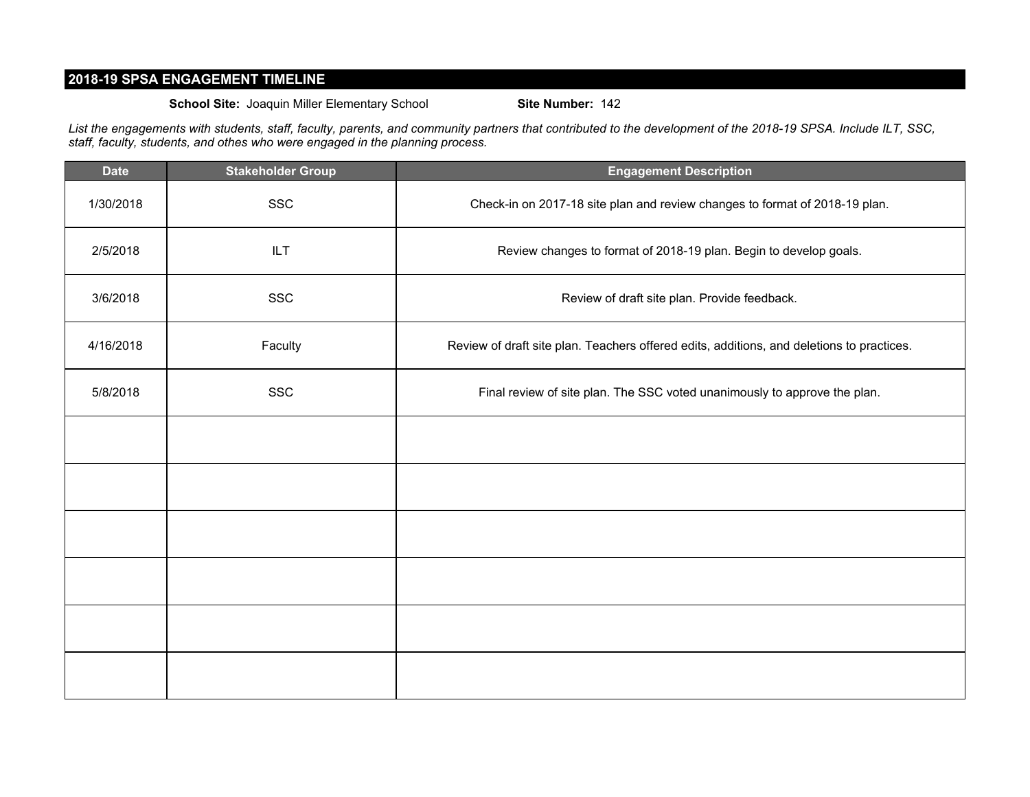## 2018-19 SPSA ENGAGEMENT TIMELINE

**School Site:** Joaquin Miller Elementary School **Site Number:** 142

*List the engagements with students, staff, faculty, parents, and community partners that contributed to the development of the 2018-19 SPSA. Include ILT, SSC, staff, faculty, students, and othes who were engaged in the planning process.*

| Date | Stakeholder Group | Engagement Description |
|---|---|---|
| 1/30/2018 | SSC | Check-in on 2017-18 site plan and review changes to format of 2018-19 plan. |
| 2/5/2018 | ILT | Review changes to format of 2018-19 plan. Begin to develop goals. |
| 3/6/2018 | SSC | Review of draft site plan. Provide feedback. |
| 4/16/2018 | Faculty | Review of draft site plan. Teachers offered edits, additions, and deletions to practices. |
| 5/8/2018 | SSC | Final review of site plan. The SSC voted unanimously to approve the plan. |
| | | |
| | | |
| | | |
| | | |
| | | |
| | | |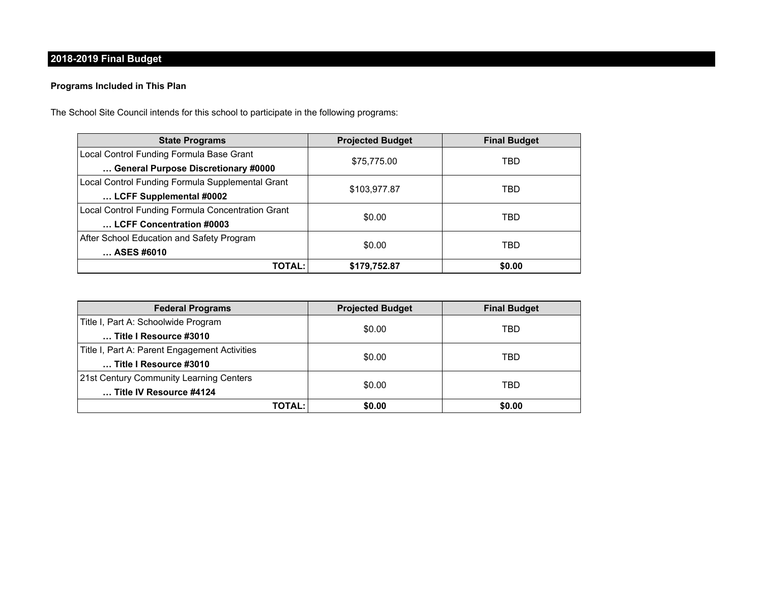## 2018-2019 Final Budget

**Programs Included in This Plan**

The School Site Council intends for this school to participate in the following programs:

| State Programs | Projected Budget | Final Budget |
|---|---|---|
| Local Control Funding Formula Base Grant<br>**… General Purpose Discretionary #0000** | $75,775.00 | TBD |
| Local Control Funding Formula Supplemental Grant<br>**… LCFF Supplemental #0002** | $103,977.87 | TBD |
| Local Control Funding Formula Concentration Grant<br>**… LCFF Concentration #0003** | $0.00 | TBD |
| After School Education and Safety Program<br>**… ASES #6010** | $0.00 | TBD |
| **TOTAL:** | **$179,752.87** | **$0.00** |

| Federal Programs | Projected Budget | Final Budget |
|---|---|---|
| Title I, Part A: Schoolwide Program<br>**… Title I Resource #3010** | $0.00 | TBD |
| Title I, Part A: Parent Engagement Activities<br>**… Title I Resource #3010** | $0.00 | TBD |
| 21st Century Community Learning Centers<br>**… Title IV Resource #4124** | $0.00 | TBD |
| **TOTAL:** | **$0.00** | **$0.00** |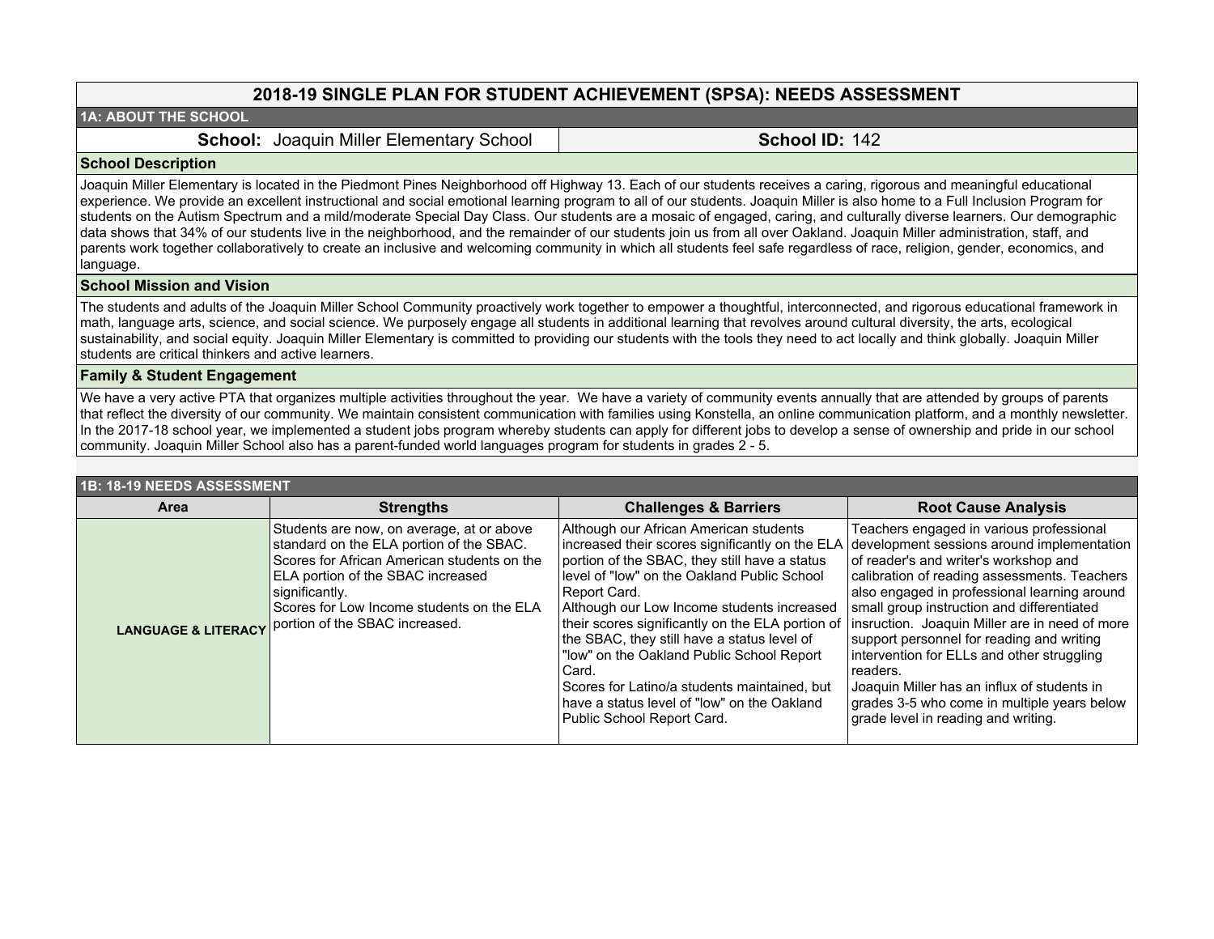# 2018-19 SINGLE PLAN FOR STUDENT ACHIEVEMENT (SPSA): NEEDS ASSESSMENT

## 1A: ABOUT THE SCHOOL

**School:** Joaquin Miller Elementary School | **School ID:** 142

### School Description

Joaquin Miller Elementary is located in the Piedmont Pines Neighborhood off Highway 13. Each of our students receives a caring, rigorous and meaningful educational experience. We provide an excellent instructional and social emotional learning program to all of our students. Joaquin Miller is also home to a Full Inclusion Program for students on the Autism Spectrum and a mild/moderate Special Day Class. Our students are a mosaic of engaged, caring, and culturally diverse learners. Our demographic data shows that 34% of our students live in the neighborhood, and the remainder of our students join us from all over Oakland. Joaquin Miller administration, staff, and parents work together collaboratively to create an inclusive and welcoming community in which all students feel safe regardless of race, religion, gender, economics, and language.

### School Mission and Vision

The students and adults of the Joaquin Miller School Community proactively work together to empower a thoughtful, interconnected, and rigorous educational framework in math, language arts, science, and social science. We purposely engage all students in additional learning that revolves around cultural diversity, the arts, ecological sustainability, and social equity. Joaquin Miller Elementary is committed to providing our students with the tools they need to act locally and think globally. Joaquin Miller students are critical thinkers and active learners.

### Family & Student Engagement

We have a very active PTA that organizes multiple activities throughout the year. We have a variety of community events annually that are attended by groups of parents that reflect the diversity of our community. We maintain consistent communication with families using Konstella, an online communication platform, and a monthly newsletter. In the 2017-18 school year, we implemented a student jobs program whereby students can apply for different jobs to develop a sense of ownership and pride in our school community. Joaquin Miller School also has a parent-funded world languages program for students in grades 2 - 5.

## 1B: 18-19 NEEDS ASSESSMENT

| Area | Strengths | Challenges & Barriers | Root Cause Analysis |
|---|---|---|---|
| LANGUAGE & LITERACY | Students are now, on average, at or above standard on the ELA portion of the SBAC.<br>Scores for African American students on the ELA portion of the SBAC increased significantly.<br>Scores for Low Income students on the ELA portion of the SBAC increased. | Although our African American students increased their scores significantly on the ELA portion of the SBAC, they still have a status level of "low" on the Oakland Public School Report Card.<br>Although our Low Income students increased their scores significantly on the ELA portion of the SBAC, they still have a status level of "low" on the Oakland Public School Report Card.<br>Scores for Latino/a students maintained, but have a status level of "low" on the Oakland Public School Report Card. | Teachers engaged in various professional development sessions around implementation of reader's and writer's workshop and calibration of reading assessments. Teachers also engaged in professional learning around small group instruction and differentiated insruction. Joaquin Miller are in need of more support personnel for reading and writing intervention for ELLs and other struggling readers.<br>Joaquin Miller has an influx of students in grades 3-5 who come in multiple years below grade level in reading and writing. |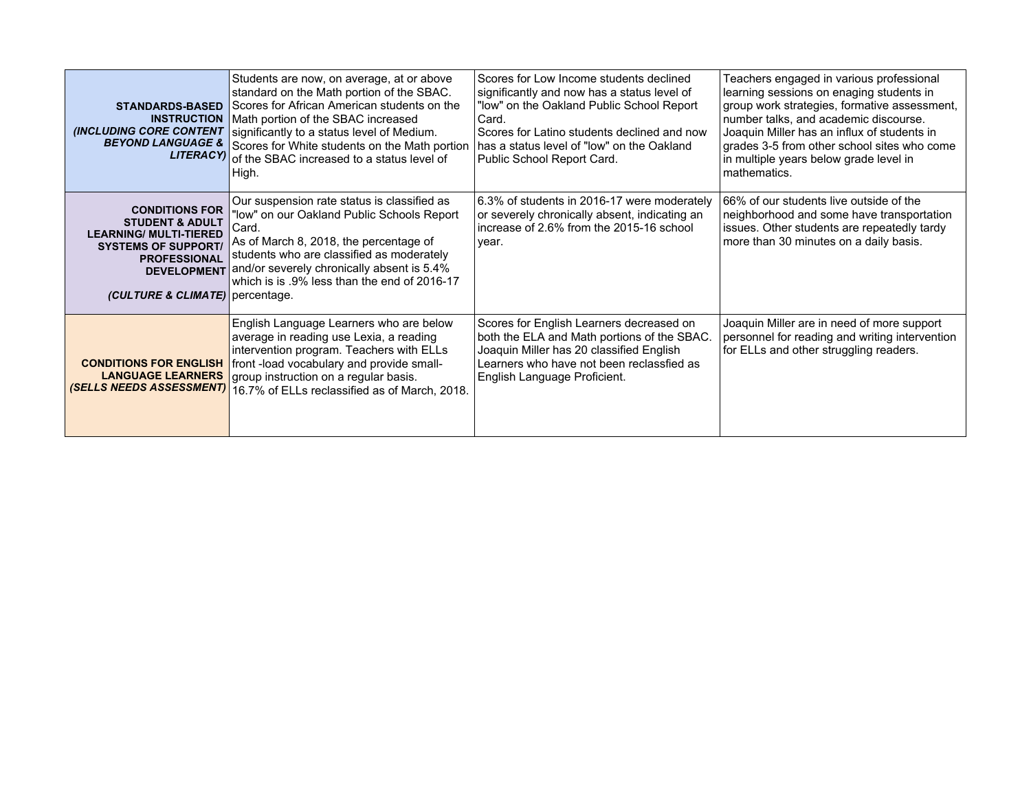| | | | |
|---|---|---|---|
| **STANDARDS-BASED INSTRUCTION** ***(INCLUDING CORE CONTENT BEYOND LANGUAGE & LITERACY)*** | Students are now, on average, at or above standard on the Math portion of the SBAC. Scores for African American students on the Math portion of the SBAC increased significantly to a status level of Medium. Scores for White students on the Math portion of the SBAC increased to a status level of High. | Scores for Low Income students declined significantly and now has a status level of "low" on the Oakland Public School Report Card. Scores for Latino students declined and now has a status level of "low" on the Oakland Public School Report Card. | Teachers engaged in various professional learning sessions on enaging students in group work strategies, formative assessment, number talks, and academic discourse. Joaquin Miller has an influx of students in grades 3-5 from other school sites who come in multiple years below grade level in mathematics. |
| **CONDITIONS FOR STUDENT & ADULT LEARNING/ MULTI-TIERED SYSTEMS OF SUPPORT/ PROFESSIONAL DEVELOPMENT** ***(CULTURE & CLIMATE)*** | Our suspension rate status is classified as "low" on our Oakland Public Schools Report Card. As of March 8, 2018, the percentage of students who are classified as moderately and/or severely chronically absent is 5.4% which is is .9% less than the end of 2016-17 percentage. | 6.3% of students in 2016-17 were moderately or severely chronically absent, indicating an increase of 2.6% from the 2015-16 school year. | 66% of our students live outside of the neighborhood and some have transportation issues. Other students are repeatedly tardy more than 30 minutes on a daily basis. |
| **CONDITIONS FOR ENGLISH LANGUAGE LEARNERS** ***(SELLS NEEDS ASSESSMENT)*** | English Language Learners who are below average in reading use Lexia, a reading intervention program. Teachers with ELLs front -load vocabulary and provide small-group instruction on a regular basis. 16.7% of ELLs reclassified as of March, 2018. | Scores for English Learners decreased on both the ELA and Math portions of the SBAC. Joaquin Miller has 20 classified English Learners who have not been reclassfied as English Language Proficient. | Joaquin Miller are in need of more support personnel for reading and writing intervention for ELLs and other struggling readers. |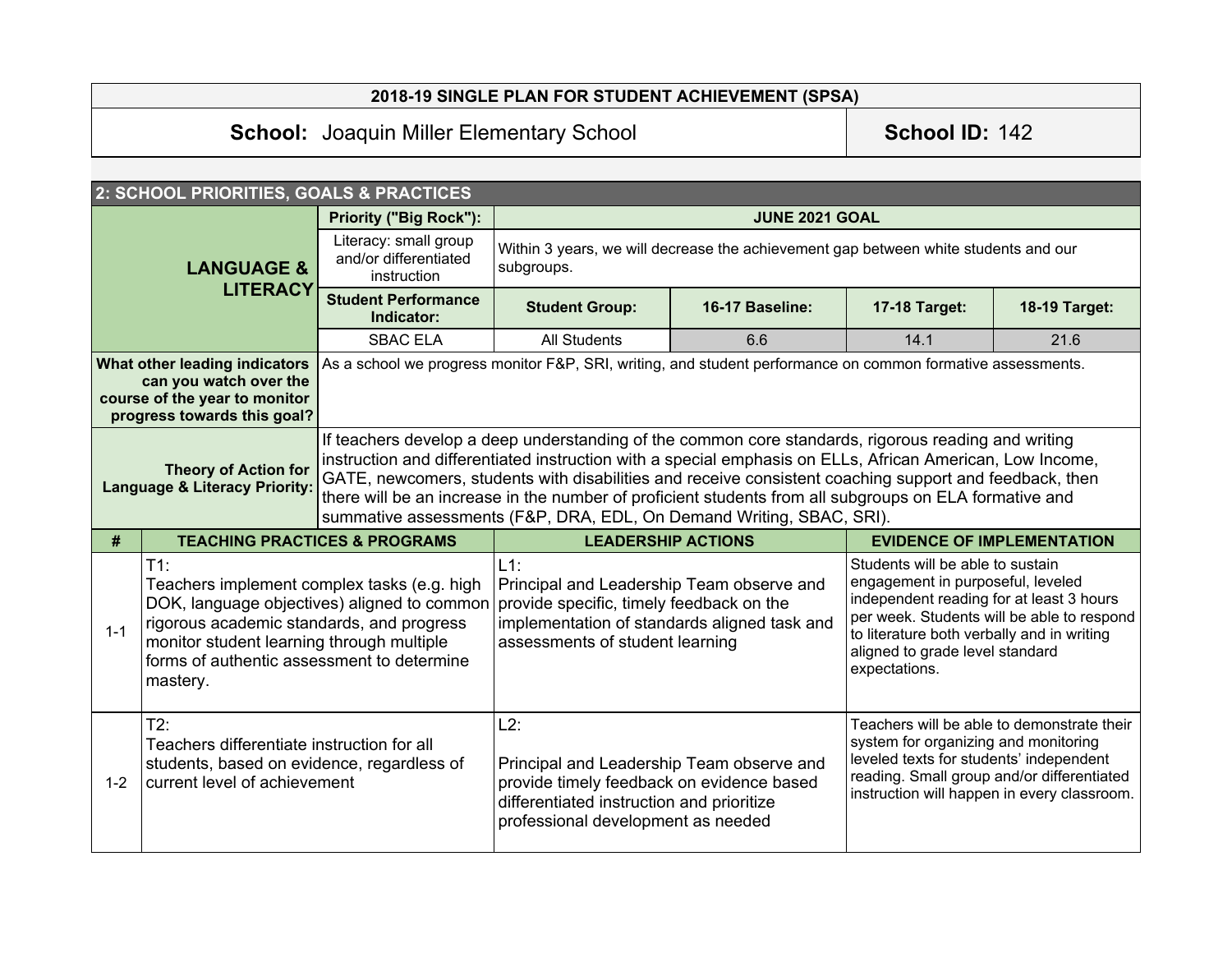**2018-19 SINGLE PLAN FOR STUDENT ACHIEVEMENT (SPSA)**

**School:** Joaquin Miller Elementary School | **School ID:** 142

## 2: SCHOOL PRIORITIES, GOALS & PRACTICES

| | | | | | |
|---|---|---|---|---|---|
| **LANGUAGE & LITERACY** | **Priority ("Big Rock"):** | **JUNE 2021 GOAL** | | | |
| | Literacy: small group and/or differentiated instruction | Within 3 years, we will decrease the achievement gap between white students and our subgroups. | | | |
| | **Student Performance Indicator:** | **Student Group:** | **16-17 Baseline:** | **17-18 Target:** | **18-19 Target:** |
| | SBAC ELA | All Students | 6.6 | 14.1 | 21.6 |
| **What other leading indicators can you watch over the course of the year to monitor progress towards this goal?** | As a school we progress monitor F&P, SRI, writing, and student performance on common formative assessments. | | | | |
| **Theory of Action for Language & Literacy Priority:** | If teachers develop a deep understanding of the common core standards, rigorous reading and writing instruction and differentiated instruction with a special emphasis on ELLs, African American, Low Income, GATE, newcomers, students with disabilities and receive consistent coaching support and feedback, then there will be an increase in the number of proficient students from all subgroups on ELA formative and summative assessments (F&P, DRA, EDL, On Demand Writing, SBAC, SRI). | | | | |

| # | TEACHING PRACTICES & PROGRAMS | LEADERSHIP ACTIONS | EVIDENCE OF IMPLEMENTATION |
|---|---|---|---|
| 1-1 | T1: Teachers implement complex tasks (e.g. high DOK, language objectives) aligned to common rigorous academic standards, and progress monitor student learning through multiple forms of authentic assessment to determine mastery. | L1: Principal and Leadership Team observe and provide specific, timely feedback on the implementation of standards aligned task and assessments of student learning | Students will be able to sustain engagement in purposeful, leveled independent reading for at least 3 hours per week. Students will be able to respond to literature both verbally and in writing aligned to grade level standard expectations. |
| 1-2 | T2: Teachers differentiate instruction for all students, based on evidence, regardless of current level of achievement | L2: Principal and Leadership Team observe and provide timely feedback on evidence based differentiated instruction and prioritize professional development as needed | Teachers will be able to demonstrate their system for organizing and monitoring leveled texts for students' independent reading. Small group and/or differentiated instruction will happen in every classroom. |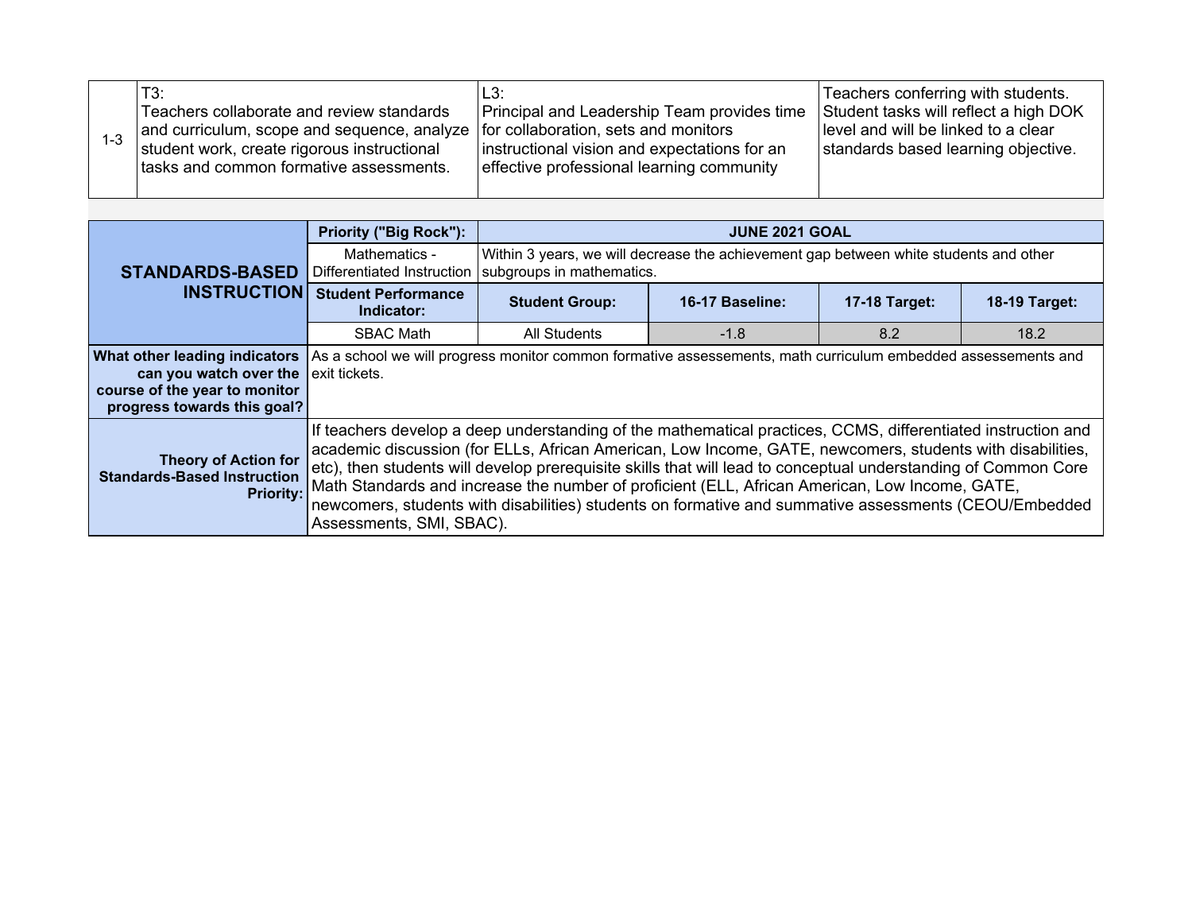| 1-3 | T3:<br>Teachers collaborate and review standards and curriculum, scope and sequence, analyze student work, create rigorous instructional tasks and common formative assessments. | L3:<br>Principal and Leadership Team provides time for collaboration, sets and monitors instructional vision and expectations for an effective professional learning community | Teachers conferring with students. Student tasks will reflect a high DOK level and will be linked to a clear standards based learning objective. |
|---|---|---|---|

| STANDARDS-BASED INSTRUCTION | Priority ("Big Rock"): | JUNE 2021 GOAL | | | |
|---|---|---|---|---|---|
| | Mathematics - Differentiated Instruction | Within 3 years, we will decrease the achievement gap between white students and other subgroups in mathematics. | | | |
| | **Student Performance Indicator:** | **Student Group:** | **16-17 Baseline:** | **17-18 Target:** | **18-19 Target:** |
| | SBAC Math | All Students | -1.8 | 8.2 | 18.2 |
| **What other leading indicators can you watch over the course of the year to monitor progress towards this goal?** | As a school we will progress monitor common formative assessements, math curriculum embedded assessements and exit tickets. | | | | |
| **Theory of Action for Standards-Based Instruction Priority:** | If teachers develop a deep understanding of the mathematical practices, CCMS, differentiated instruction and academic discussion (for ELLs, African American, Low Income, GATE, newcomers, students with disabilities, etc), then students will develop prerequisite skills that will lead to conceptual understanding of Common Core Math Standards and increase the number of proficient (ELL, African American, Low Income, GATE, newcomers, students with disabilities) students on formative and summative assessments (CEOU/Embedded Assessments, SMI, SBAC). | | | | |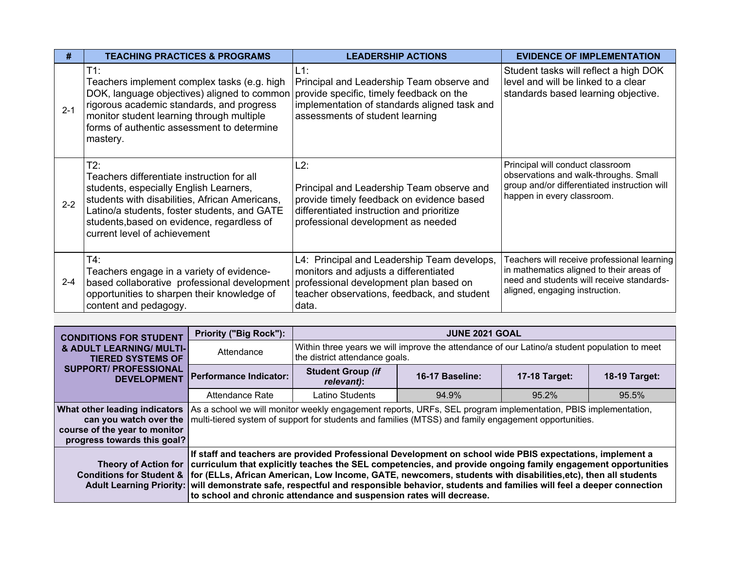| # | TEACHING PRACTICES & PROGRAMS | LEADERSHIP ACTIONS | EVIDENCE OF IMPLEMENTATION |
|---|---|---|---|
| 2-1 | T1: Teachers implement complex tasks (e.g. high DOK, language objectives) aligned to common rigorous academic standards, and progress monitor student learning through multiple forms of authentic assessment to determine mastery. | L1: Principal and Leadership Team observe and provide specific, timely feedback on the implementation of standards aligned task and assessments of student learning | Student tasks will reflect a high DOK level and will be linked to a clear standards based learning objective. |
| 2-2 | T2: Teachers differentiate instruction for all students, especially English Learners, students with disabilities, African Americans, Latino/a students, foster students, and GATE students,based on evidence, regardless of current level of achievement | L2: Principal and Leadership Team observe and provide timely feedback on evidence based differentiated instruction and prioritize professional development as needed | Principal will conduct classroom observations and walk-throughs. Small group and/or differentiated instruction will happen in every classroom. |
| 2-4 | T4: Teachers engage in a variety of evidence-based collaborative professional development opportunities to sharpen their knowledge of content and pedagogy. | L4: Principal and Leadership Team develops, monitors and adjusts a differentiated professional development plan based on teacher observations, feedback, and student data. | Teachers will receive professional learning in mathematics aligned to their areas of need and students will receive standards-aligned, engaging instruction. |

| CONDITIONS FOR STUDENT & ADULT LEARNING/ MULTI-TIERED SYSTEMS OF SUPPORT/ PROFESSIONAL DEVELOPMENT | Priority ("Big Rock"): | JUNE 2021 GOAL | | | |
|---|---|---|---|---|---|
| | Attendance | Within three years we will improve the attendance of our Latino/a student population to meet the district attendance goals. | | | |
| | Performance Indicator: | Student Group *(if relevant)*: | 16-17 Baseline: | 17-18 Target: | 18-19 Target: |
| | Attendance Rate | Latino Students | 94.9% | 95.2% | 95.5% |
| **What other leading indicators can you watch over the course of the year to monitor progress towards this goal?** | As a school we will monitor weekly engagement reports, URFs, SEL program implementation, PBIS implementation, multi-tiered system of support for students and families (MTSS) and family engagement opportunities. | | | | |
| **Theory of Action for Conditions for Student & Adult Learning Priority:** | **If staff and teachers are provided Professional Development on school wide PBIS expectations, implement a curriculum that explicitly teaches the SEL competencies, and provide ongoing family engagement opportunities for (ELLs, African American, Low Income, GATE, newcomers, students with disabilities,etc), then all students will demonstrate safe, respectful and responsible behavior, students and families will feel a deeper connection to school and chronic attendance and suspension rates will decrease.** | | | | |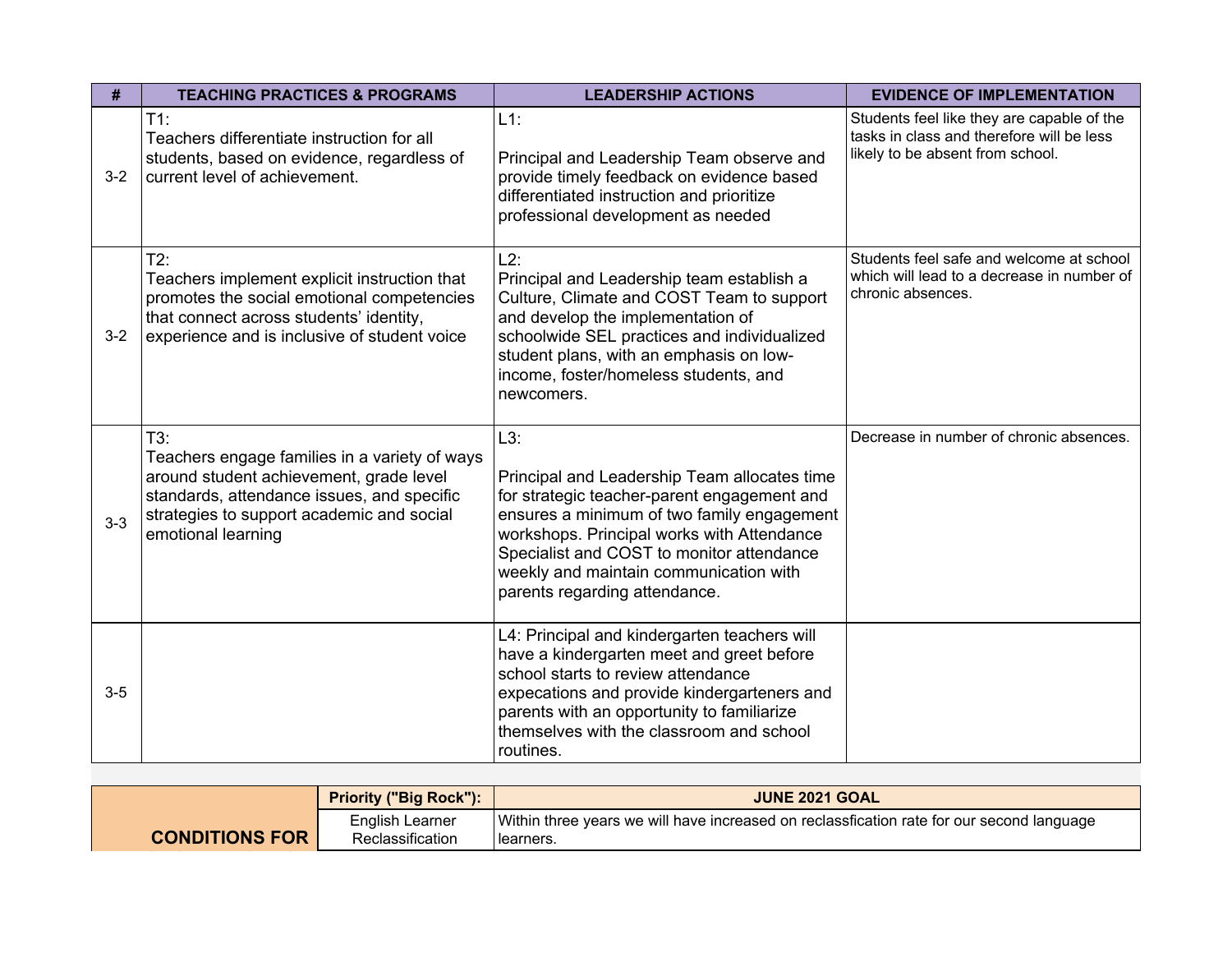| # | TEACHING PRACTICES & PROGRAMS | LEADERSHIP ACTIONS | EVIDENCE OF IMPLEMENTATION |
|---|---|---|---|
| 3-2 | T1:<br>Teachers differentiate instruction for all students, based on evidence, regardless of current level of achievement. | L1:<br><br>Principal and Leadership Team observe and provide timely feedback on evidence based differentiated instruction and prioritize professional development as needed | Students feel like they are capable of the tasks in class and therefore will be less likely to be absent from school. |
| 3-2 | T2:<br>Teachers implement explicit instruction that promotes the social emotional competencies that connect across students' identity, experience and is inclusive of student voice | L2:<br>Principal and Leadership team establish a Culture, Climate and COST Team to support and develop the implementation of schoolwide SEL practices and individualized student plans, with an emphasis on low-income, foster/homeless students, and newcomers. | Students feel safe and welcome at school which will lead to a decrease in number of chronic absences. |
| 3-3 | T3:<br>Teachers engage families in a variety of ways around student achievement, grade level standards, attendance issues, and specific strategies to support academic and social emotional learning | L3:<br><br>Principal and Leadership Team allocates time for strategic teacher-parent engagement and ensures a minimum of two family engagement workshops. Principal works with Attendance Specialist and COST to monitor attendance weekly and maintain communication with parents regarding attendance. | Decrease in number of chronic absences. |
| 3-5 | | L4: Principal and kindergarten teachers will have a kindergarten meet and greet before school starts to review attendance expecations and provide kindergarteners and parents with an opportunity to familiarize themselves with the classroom and school routines. | |

| CONDITIONS FOR | Priority ("Big Rock"): | JUNE 2021 GOAL |
|---|---|---|
| | English Learner Reclassification | Within three years we will have increased on reclassfication rate for our second language learners. |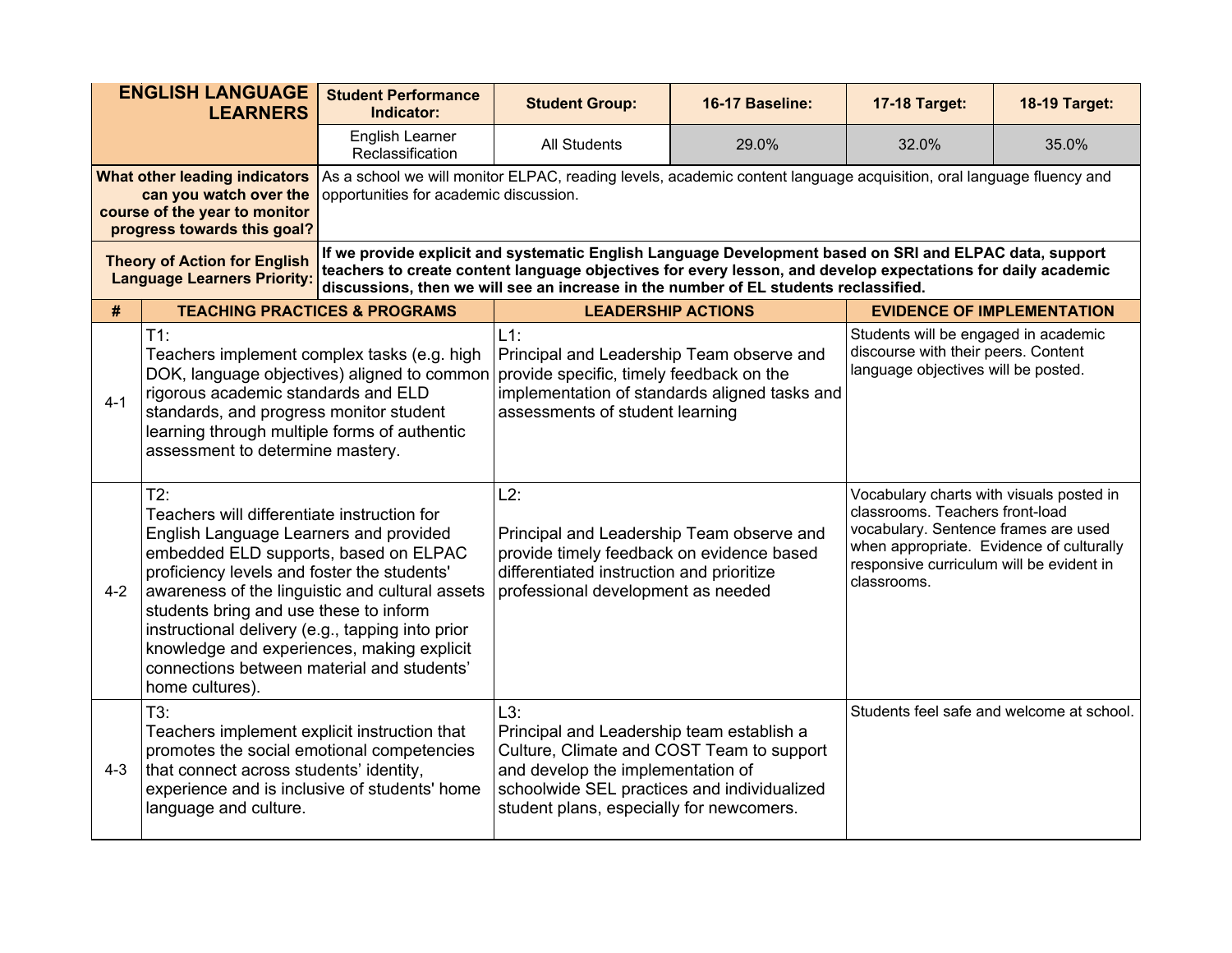| ENGLISH LANGUAGE LEARNERS | Student Performance Indicator: | Student Group: | 16-17 Baseline: | 17-18 Target: | 18-19 Target: |
|---|---|---|---|---|---|
| | English Learner Reclassification | All Students | 29.0% | 32.0% | 35.0% |

| | |
|---|---|
| **What other leading indicators can you watch over the course of the year to monitor progress towards this goal?** | As a school we will monitor ELPAC, reading levels, academic content language acquisition, oral language fluency and opportunities for academic discussion. |
| **Theory of Action for English Language Learners Priority:** | **If we provide explicit and systematic English Language Development based on SRI and ELPAC data, support teachers to create content language objectives for every lesson, and develop expectations for daily academic discussions, then we will see an increase in the number of EL students reclassified.** |

| # | TEACHING PRACTICES & PROGRAMS | LEADERSHIP ACTIONS | EVIDENCE OF IMPLEMENTATION |
|---|---|---|---|
| 4-1 | T1:<br>Teachers implement complex tasks (e.g. high DOK, language objectives) aligned to common rigorous academic standards and ELD standards, and progress monitor student learning through multiple forms of authentic assessment to determine mastery. | L1:<br>Principal and Leadership Team observe and provide specific, timely feedback on the implementation of standards aligned tasks and assessments of student learning | Students will be engaged in academic discourse with their peers. Content language objectives will be posted. |
| 4-2 | T2:<br>Teachers will differentiate instruction for English Language Learners and provided embedded ELD supports, based on ELPAC proficiency levels and foster the students' awareness of the linguistic and cultural assets students bring and use these to inform instructional delivery (e.g., tapping into prior knowledge and experiences, making explicit connections between material and students' home cultures). | L2:<br><br>Principal and Leadership Team observe and provide timely feedback on evidence based differentiated instruction and prioritize professional development as needed | Vocabulary charts with visuals posted in classrooms. Teachers front-load vocabulary. Sentence frames are used when appropriate. Evidence of culturally responsive curriculum will be evident in classrooms. |
| 4-3 | T3:<br>Teachers implement explicit instruction that promotes the social emotional competencies that connect across students' identity, experience and is inclusive of students' home language and culture. | L3:<br>Principal and Leadership team establish a Culture, Climate and COST Team to support and develop the implementation of schoolwide SEL practices and individualized student plans, especially for newcomers. | Students feel safe and welcome at school. |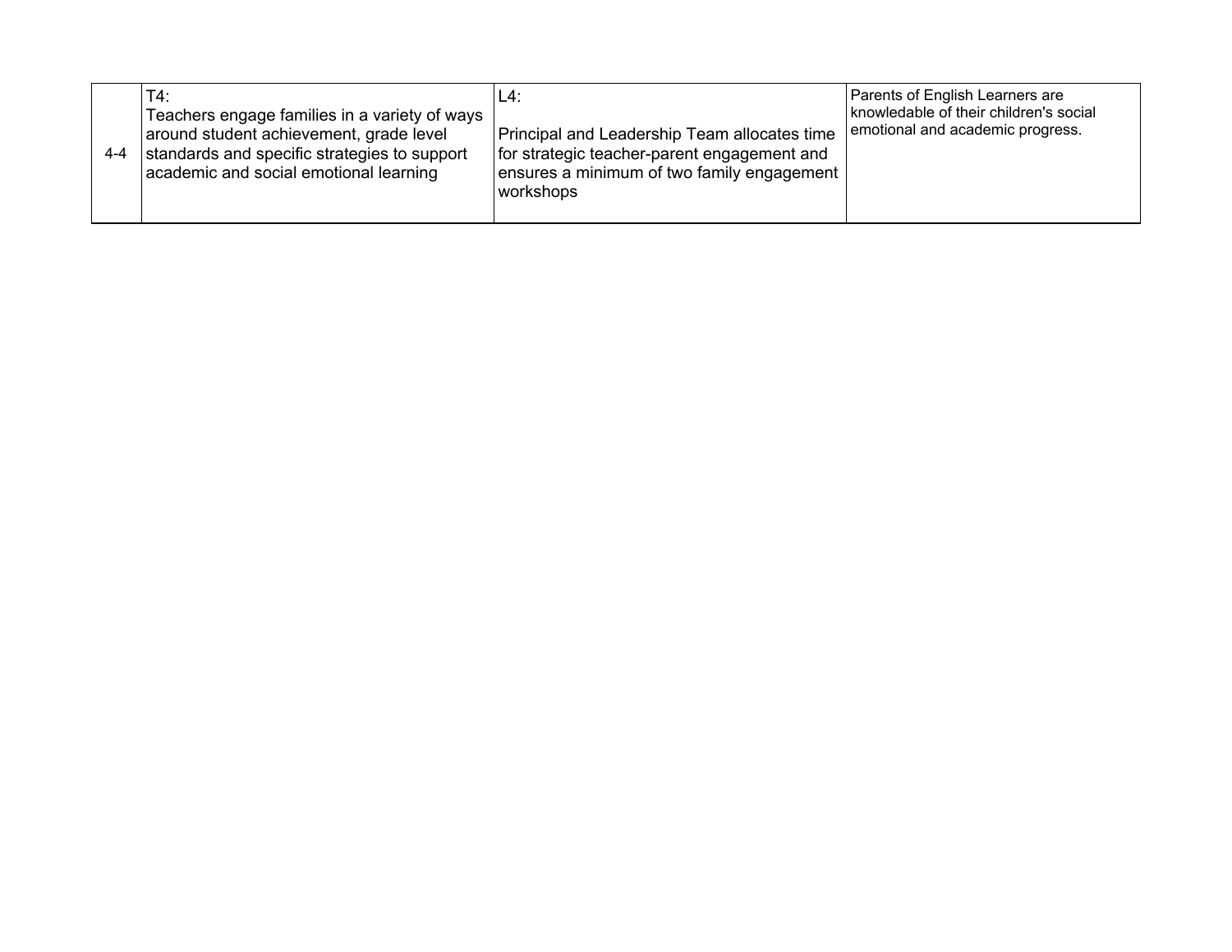| | | | |
|---|---|---|---|
| 4-4 | T4:<br>Teachers engage families in a variety of ways around student achievement, grade level standards and specific strategies to support academic and social emotional learning | L4:<br><br>Principal and Leadership Team allocates time for strategic teacher-parent engagement and ensures a minimum of two family engagement workshops | Parents of English Learners are knowledable of their children's social emotional and academic progress. |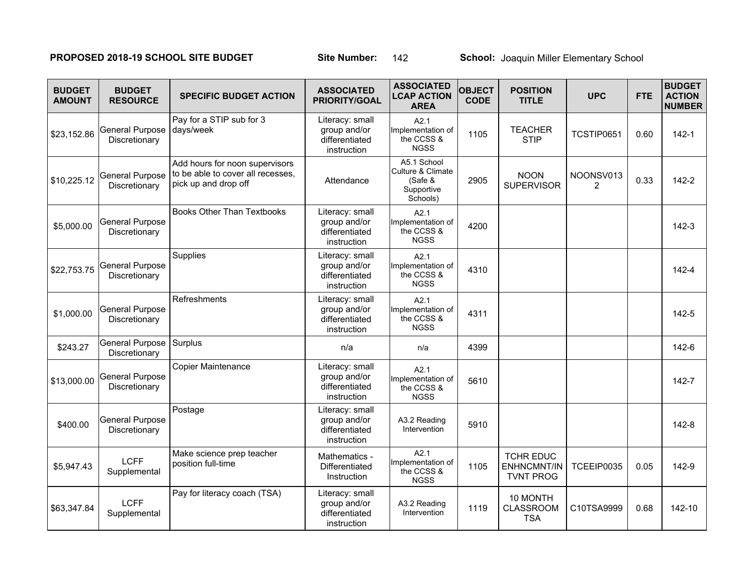**PROPOSED 2018-19 SCHOOL SITE BUDGET** **Site Number:** 142 **School:** Joaquin Miller Elementary School

| BUDGET AMOUNT | BUDGET RESOURCE | SPECIFIC BUDGET ACTION | ASSOCIATED PRIORITY/GOAL | ASSOCIATED LCAP ACTION AREA | OBJECT CODE | POSITION TITLE | UPC | FTE | BUDGET ACTION NUMBER |
|---|---|---|---|---|---|---|---|---|---|
| $23,152.86 | General Purpose Discretionary | Pay for a STIP sub for 3 days/week | Literacy: small group and/or differentiated instruction | A2.1 Implementation of the CCSS & NGSS | 1105 | TEACHER STIP | TCSTIP0651 | 0.60 | 142-1 |
| $10,225.12 | General Purpose Discretionary | Add hours for noon supervisors to be able to cover all recesses, pick up and drop off | Attendance | A5.1 School Culture & Climate (Safe & Supportive Schools) | 2905 | NOON SUPERVISOR | NOONSV0132 | 0.33 | 142-2 |
| $5,000.00 | General Purpose Discretionary | Books Other Than Textbooks | Literacy: small group and/or differentiated instruction | A2.1 Implementation of the CCSS & NGSS | 4200 | | | | 142-3 |
| $22,753.75 | General Purpose Discretionary | Supplies | Literacy: small group and/or differentiated instruction | A2.1 Implementation of the CCSS & NGSS | 4310 | | | | 142-4 |
| $1,000.00 | General Purpose Discretionary | Refreshments | Literacy: small group and/or differentiated instruction | A2.1 Implementation of the CCSS & NGSS | 4311 | | | | 142-5 |
| $243.27 | General Purpose Discretionary | Surplus | n/a | n/a | 4399 | | | | 142-6 |
| $13,000.00 | General Purpose Discretionary | Copier Maintenance | Literacy: small group and/or differentiated instruction | A2.1 Implementation of the CCSS & NGSS | 5610 | | | | 142-7 |
| $400.00 | General Purpose Discretionary | Postage | Literacy: small group and/or differentiated instruction | A3.2 Reading Intervention | 5910 | | | | 142-8 |
| $5,947.43 | LCFF Supplemental | Make science prep teacher position full-time | Mathematics - Differentiated Instruction | A2.1 Implementation of the CCSS & NGSS | 1105 | TCHR EDUC ENHNCMNT/INTVNT PROG | TCEEIP0035 | 0.05 | 142-9 |
| $63,347.84 | LCFF Supplemental | Pay for literacy coach (TSA) | Literacy: small group and/or differentiated instruction | A3.2 Reading Intervention | 1119 | 10 MONTH CLASSROOM TSA | C10TSA9999 | 0.68 | 142-10 |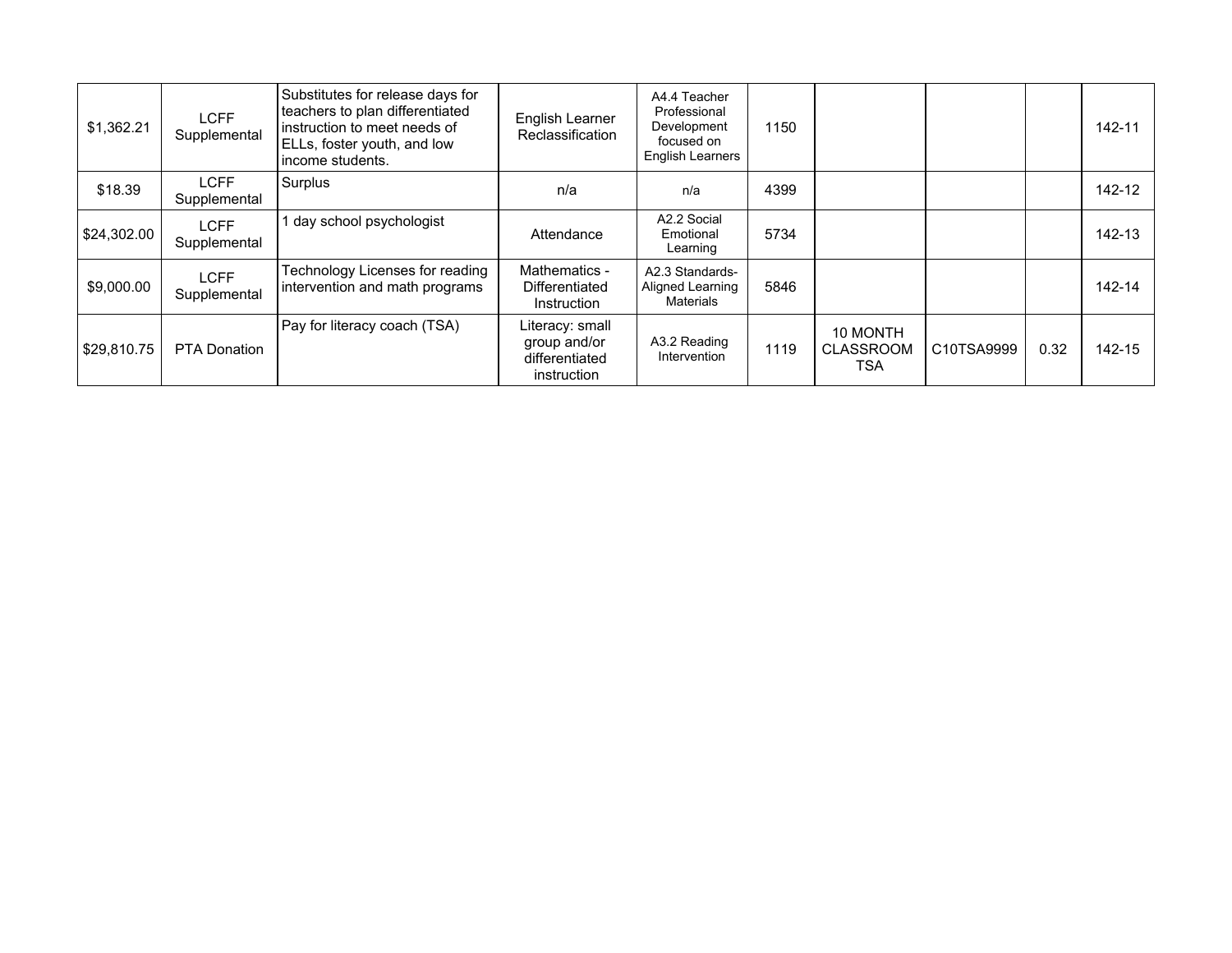| | | | | | | | | | |
|---|---|---|---|---|---|---|---|---|---|
| $1,362.21 | LCFF Supplemental | Substitutes for release days for teachers to plan differentiated instruction to meet needs of ELLs, foster youth, and low income students. | English Learner Reclassification | A4.4 Teacher Professional Development focused on English Learners | 1150 | | | | 142-11 |
| $18.39 | LCFF Supplemental | Surplus | n/a | n/a | 4399 | | | | 142-12 |
| $24,302.00 | LCFF Supplemental | 1 day school psychologist | Attendance | A2.2 Social Emotional Learning | 5734 | | | | 142-13 |
| $9,000.00 | LCFF Supplemental | Technology Licenses for reading intervention and math programs | Mathematics - Differentiated Instruction | A2.3 Standards-Aligned Learning Materials | 5846 | | | | 142-14 |
| $29,810.75 | PTA Donation | Pay for literacy coach (TSA) | Literacy: small group and/or differentiated instruction | A3.2 Reading Intervention | 1119 | 10 MONTH CLASSROOM TSA | C10TSA9999 | 0.32 | 142-15 |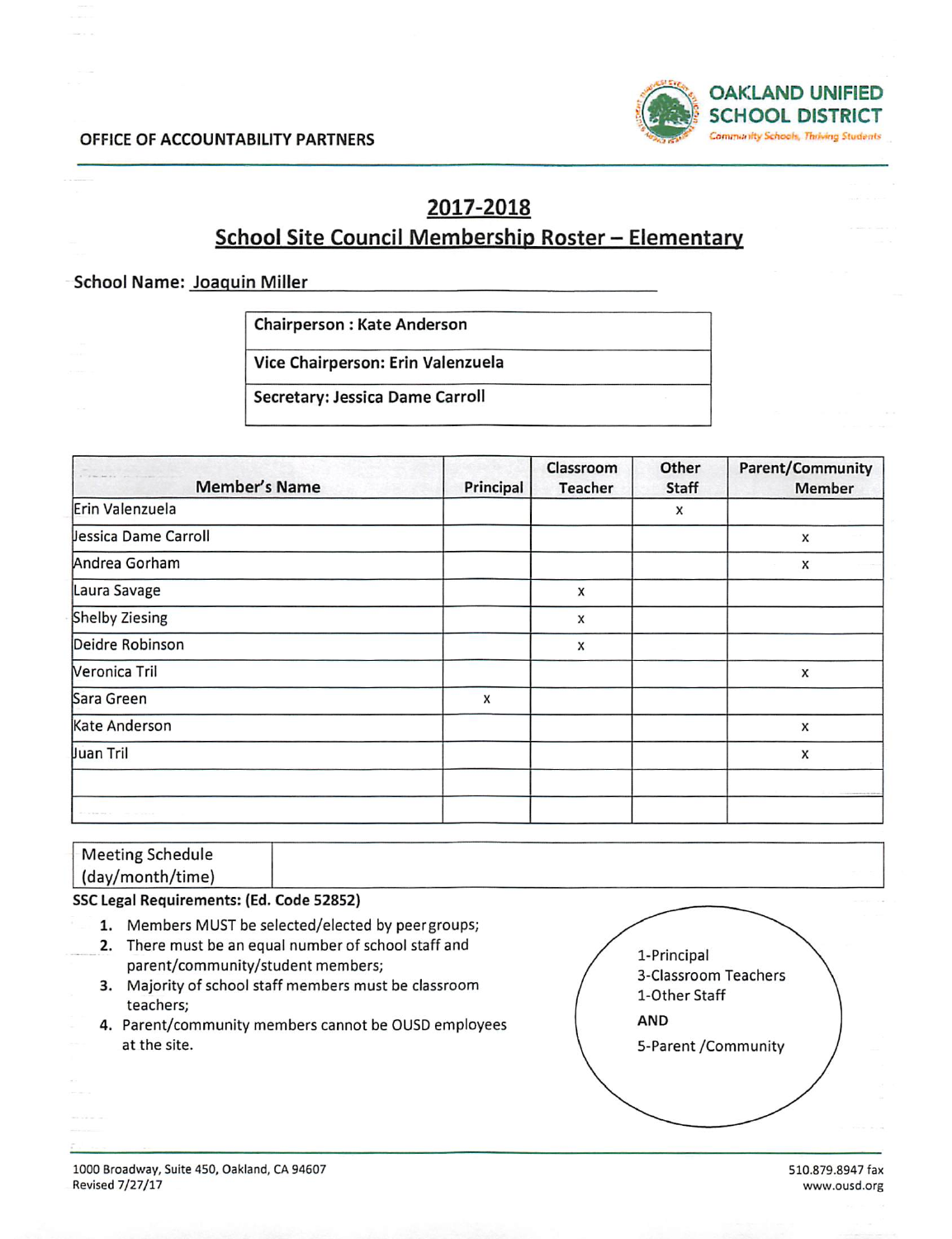OFFICE OF ACCOUNTABILITY PARTNERS

OAKLAND UNIFIED SCHOOL DISTRICT
Community Schools, Thriving Students

# 2017-2018
## School Site Council Membership Roster – Elementary

**School Name:** Joaquin Miller

| |
|---|
| **Chairperson : Kate Anderson** |
| **Vice Chairperson: Erin Valenzuela** |
| **Secretary: Jessica Dame Carroll** |

| Member's Name | Principal | Classroom Teacher | Other Staff | Parent/Community Member |
|---|---|---|---|---|
| Erin Valenzuela | | | x | |
| Jessica Dame Carroll | | | | x |
| Andrea Gorham | | | | x |
| Laura Savage | | x | | |
| Shelby Ziesing | | x | | |
| Deidre Robinson | | x | | |
| Veronica Tril | | | | x |
| Sara Green | x | | | |
| Kate Anderson | | | | x |
| Juan Tril | | | | x |
| | | | | |
| | | | | |

| Meeting Schedule (day/month/time) | |
|---|---|

**SSC Legal Requirements: (Ed. Code 52852)**

1. Members MUST be selected/elected by peer groups;
2. There must be an equal number of school staff and parent/community/student members;
3. Majority of school staff members must be classroom teachers;
4. Parent/community members cannot be OUSD employees at the site.

1-Principal
3-Classroom Teachers
1-Other Staff
**AND**
5-Parent /Community

1000 Broadway, Suite 450, Oakland, CA 94607
Revised 7/27/17

510.879.8947 fax
www.ousd.org